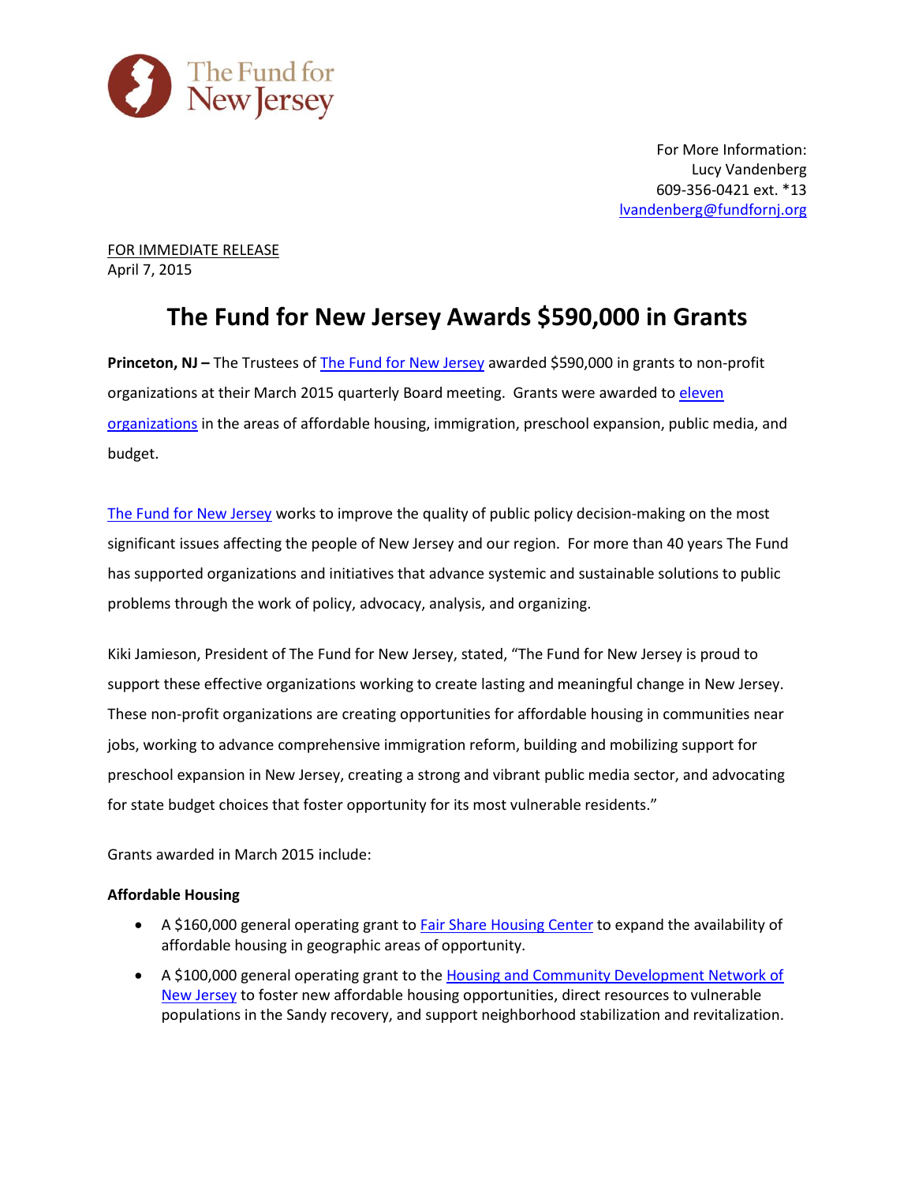The Fund for New Jersey

For More Information:
Lucy Vandenberg
609-356-0421 ext. *13
lvandenberg@fundfornj.org

FOR IMMEDIATE RELEASE
April 7, 2015

# The Fund for New Jersey Awards $590,000 in Grants

**Princeton, NJ –** The Trustees of The Fund for New Jersey awarded $590,000 in grants to non-profit organizations at their March 2015 quarterly Board meeting. Grants were awarded to eleven organizations in the areas of affordable housing, immigration, preschool expansion, public media, and budget.

The Fund for New Jersey works to improve the quality of public policy decision-making on the most significant issues affecting the people of New Jersey and our region. For more than 40 years The Fund has supported organizations and initiatives that advance systemic and sustainable solutions to public problems through the work of policy, advocacy, analysis, and organizing.

Kiki Jamieson, President of The Fund for New Jersey, stated, "The Fund for New Jersey is proud to support these effective organizations working to create lasting and meaningful change in New Jersey. These non-profit organizations are creating opportunities for affordable housing in communities near jobs, working to advance comprehensive immigration reform, building and mobilizing support for preschool expansion in New Jersey, creating a strong and vibrant public media sector, and advocating for state budget choices that foster opportunity for its most vulnerable residents."

Grants awarded in March 2015 include:

**Affordable Housing**

- A $160,000 general operating grant to Fair Share Housing Center to expand the availability of affordable housing in geographic areas of opportunity.
- A $100,000 general operating grant to the Housing and Community Development Network of New Jersey to foster new affordable housing opportunities, direct resources to vulnerable populations in the Sandy recovery, and support neighborhood stabilization and revitalization.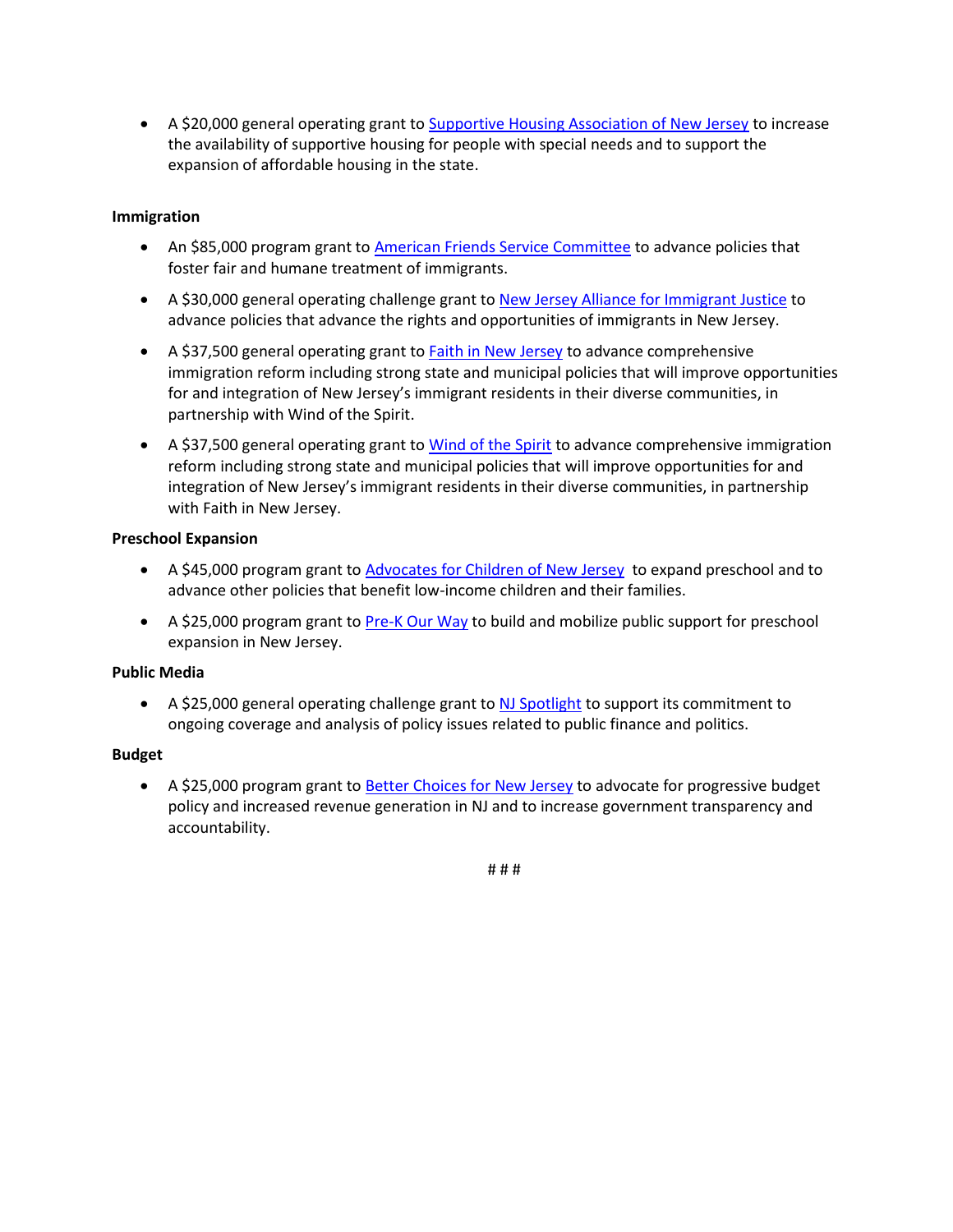- A $20,000 general operating grant to [Supportive Housing Association of New Jersey] to increase the availability of supportive housing for people with special needs and to support the expansion of affordable housing in the state.

**Immigration**

- An $85,000 program grant to [American Friends Service Committee] to advance policies that foster fair and humane treatment of immigrants.
- A $30,000 general operating challenge grant to [New Jersey Alliance for Immigrant Justice] to advance policies that advance the rights and opportunities of immigrants in New Jersey.
- A $37,500 general operating grant to [Faith in New Jersey] to advance comprehensive immigration reform including strong state and municipal policies that will improve opportunities for and integration of New Jersey's immigrant residents in their diverse communities, in partnership with Wind of the Spirit.
- A $37,500 general operating grant to [Wind of the Spirit] to advance comprehensive immigration reform including strong state and municipal policies that will improve opportunities for and integration of New Jersey's immigrant residents in their diverse communities, in partnership with Faith in New Jersey.

**Preschool Expansion**

- A $45,000 program grant to [Advocates for Children of New Jersey] to expand preschool and to advance other policies that benefit low-income children and their families.
- A $25,000 program grant to [Pre-K Our Way] to build and mobilize public support for preschool expansion in New Jersey.

**Public Media**

- A $25,000 general operating challenge grant to [NJ Spotlight] to support its commitment to ongoing coverage and analysis of policy issues related to public finance and politics.

**Budget**

- A $25,000 program grant to [Better Choices for New Jersey] to advocate for progressive budget policy and increased revenue generation in NJ and to increase government transparency and accountability.

# # #